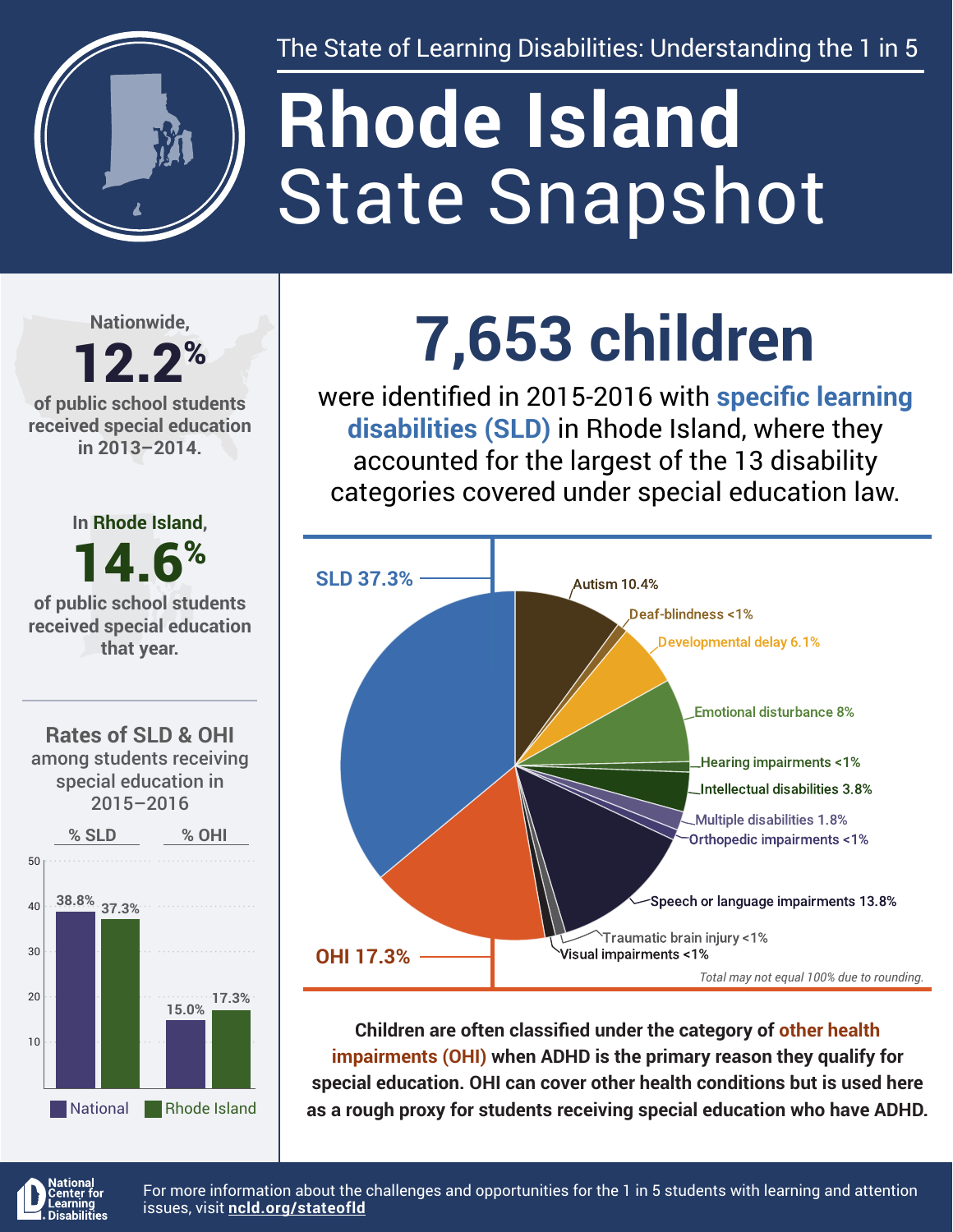The State of Learning Disabilities: Understanding the 1 in 5

# Rhode Island State Snapshot

Nationwide, **12.2%** of public school students received special education in 2013–2014.

In Rhode Island, **14.6%** of public school students received special education that year.

## Rates of SLD & OHI among students receiving special education in 2015–2016

| | National | Rhode Island |
|---|---|---|
| % SLD | 38.8% | 37.3% |
| % OHI | 15.0% | 17.3% |

## 7,653 children

were identified in 2015-2016 with **specific learning disabilities (SLD)** in Rhode Island, where they accounted for the largest of the 13 disability categories covered under special education law.

| Category | Percentage |
|---|---|
| SLD | 37.3% |
| OHI | 17.3% |
| Autism | 10.4% |
| Deaf-blindness | <1% |
| Developmental delay | 6.1% |
| Emotional disturbance | 8% |
| Hearing impairments | <1% |
| Intellectual disabilities | 3.8% |
| Multiple disabilities | 1.8% |
| Orthopedic impairments | <1% |
| Speech or language impairments | 13.8% |
| Traumatic brain injury | <1% |
| Visual impairments | <1% |

*Total may not equal 100% due to rounding.*

**Children are often classified under the category of other health impairments (OHI) when ADHD is the primary reason they qualify for special education. OHI can cover other health conditions but is used here as a rough proxy for students receiving special education who have ADHD.**

National Center for Learning Disabilities

For more information about the challenges and opportunities for the 1 in 5 students with learning and attention issues, visit **ncld.org/stateofld**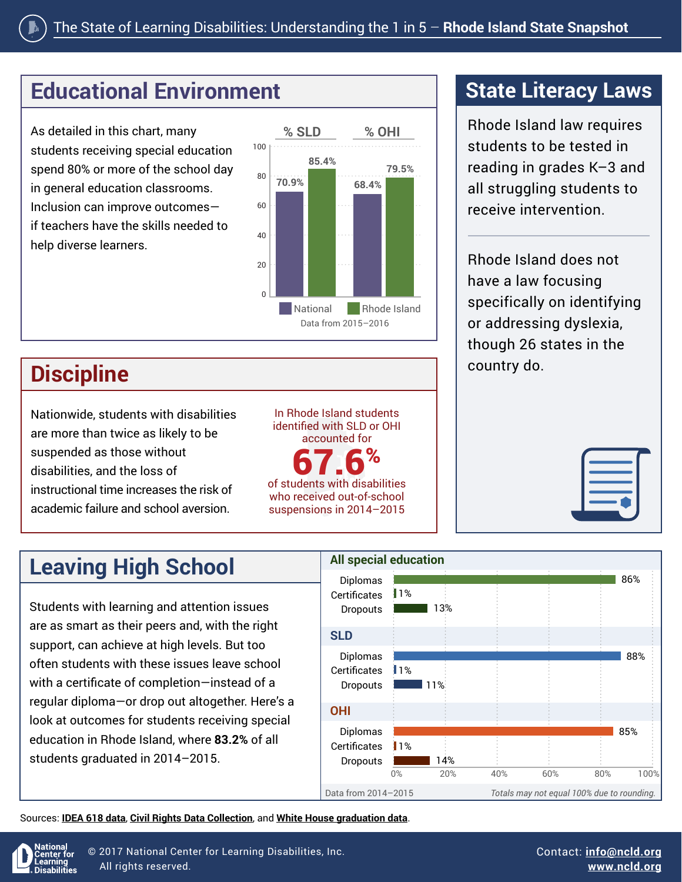# The State of Learning Disabilities: Understanding the 1 in 5 – **Rhode Island State Snapshot**

## Educational Environment

As detailed in this chart, many students receiving special education spend 80% or more of the school day in general education classrooms. Inclusion can improve outcomes—if teachers have the skills needed to help diverse learners.

% SLD
% OHI
100
80
60
40
20
0
70.9%
85.4%
68.4%
79.5%
National
Rhode Island
Data from 2015–2016

## State Literacy Laws

Rhode Island law requires students to be tested in reading in grades K–3 and all struggling students to receive intervention.

Rhode Island does not have a law focusing specifically on identifying or addressing dyslexia, though 26 states in the country do.

## Discipline

Nationwide, students with disabilities are more than twice as likely to be suspended as those without disabilities, and the loss of instructional time increases the risk of academic failure and school aversion.

In Rhode Island students identified with SLD or OHI accounted for **67.6%** of students with disabilities who received out-of-school suspensions in 2014–2015

## Leaving High School

Students with learning and attention issues are as smart as their peers and, with the right support, can achieve at high levels. But too often students with these issues leave school with a certificate of completion—instead of a regular diploma—or drop out altogether. Here's a look at outcomes for students receiving special education in Rhode Island, where **83.2%** of all students graduated in 2014–2015.

**All special education**
Diplomas 86%
Certificates 1%
Dropouts 13%

**SLD**
Diplomas 88%
Certificates 1%
Dropouts 11%

**OHI**
Diplomas 85%
Certificates 1%
Dropouts 14%

0% 20% 40% 60% 80% 100%

Data from 2014–2015

*Totals may not equal 100% due to rounding.*

Sources: **IDEA 618 data**, **Civil Rights Data Collection**, and **White House graduation data**.

National Center for Learning Disabilities

© 2017 National Center for Learning Disabilities, Inc. All rights reserved.

Contact: **info@ncld.org** **www.ncld.org**